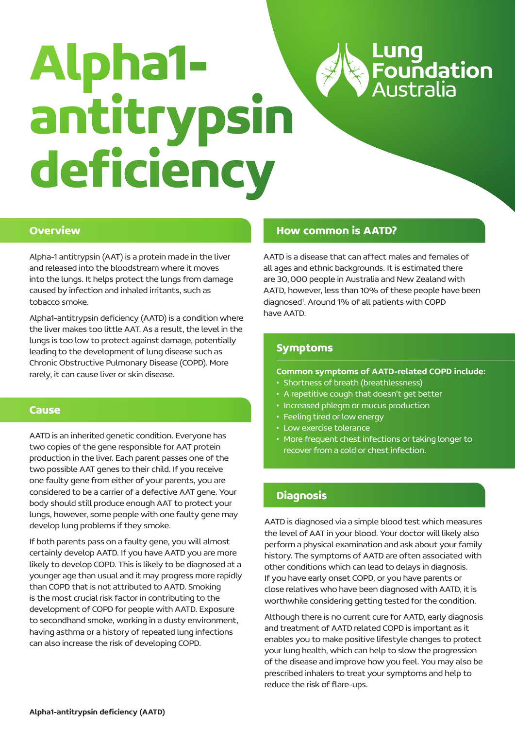# Alpha1-antitrypsin deficiency

Lung Foundation Australia

## Overview

Alpha-1 antitrypsin (AAT) is a protein made in the liver and released into the bloodstream where it moves into the lungs. It helps protect the lungs from damage caused by infection and inhaled irritants, such as tobacco smoke.

Alpha1-antitrypsin deficiency (AATD) is a condition where the liver makes too little AAT. As a result, the level in the lungs is too low to protect against damage, potentially leading to the development of lung disease such as Chronic Obstructive Pulmonary Disease (COPD). More rarely, it can cause liver or skin disease.

## Cause

AATD is an inherited genetic condition. Everyone has two copies of the gene responsible for AAT protein production in the liver. Each parent passes one of the two possible AAT genes to their child. If you receive one faulty gene from either of your parents, you are considered to be a carrier of a defective AAT gene. Your body should still produce enough AAT to protect your lungs, however, some people with one faulty gene may develop lung problems if they smoke.

If both parents pass on a faulty gene, you will almost certainly develop AATD. If you have AATD you are more likely to develop COPD. This is likely to be diagnosed at a younger age than usual and it may progress more rapidly than COPD that is not attributed to AATD. Smoking is the most crucial risk factor in contributing to the development of COPD for people with AATD. Exposure to secondhand smoke, working in a dusty environment, having asthma or a history of repeated lung infections can also increase the risk of developing COPD.

## How common is AATD?

AATD is a disease that can affect males and females of all ages and ethnic backgrounds. It is estimated there are 30,000 people in Australia and New Zealand with AATD, however, less than 10% of these people have been diagnosed[1]. Around 1% of all patients with COPD have AATD.

## Symptoms

**Common symptoms of AATD-related COPD include:**

- Shortness of breath (breathlessness)
- A repetitive cough that doesn't get better
- Increased phlegm or mucus production
- Feeling tired or low energy
- Low exercise tolerance
- More frequent chest infections or taking longer to recover from a cold or chest infection.

## Diagnosis

AATD is diagnosed via a simple blood test which measures the level of AAT in your blood. Your doctor will likely also perform a physical examination and ask about your family history. The symptoms of AATD are often associated with other conditions which can lead to delays in diagnosis. If you have early onset COPD, or you have parents or close relatives who have been diagnosed with AATD, it is worthwhile considering getting tested for the condition.

Although there is no current cure for AATD, early diagnosis and treatment of AATD related COPD is important as it enables you to make positive lifestyle changes to protect your lung health, which can help to slow the progression of the disease and improve how you feel. You may also be prescribed inhalers to treat your symptoms and help to reduce the risk of flare-ups.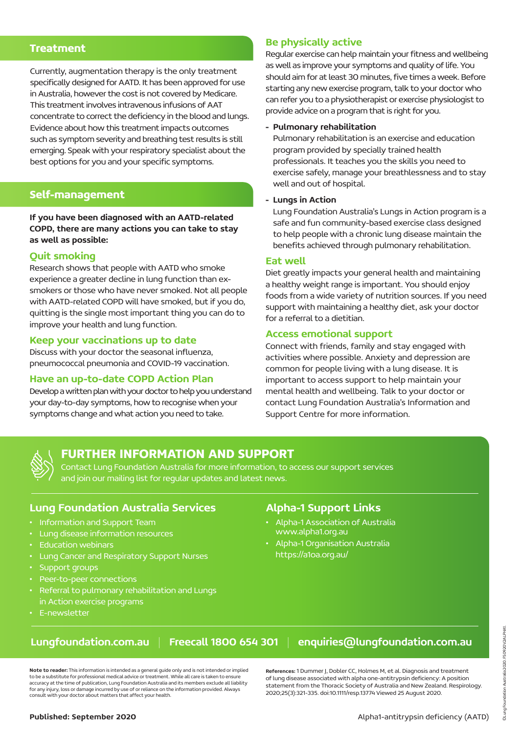## Treatment

Currently, augmentation therapy is the only treatment specifically designed for AATD. It has been approved for use in Australia, however the cost is not covered by Medicare. This treatment involves intravenous infusions of AAT concentrate to correct the deficiency in the blood and lungs. Evidence about how this treatment impacts outcomes such as symptom severity and breathing test results is still emerging. Speak with your respiratory specialist about the best options for you and your specific symptoms.

## Self-management

**If you have been diagnosed with an AATD-related COPD, there are many actions you can take to stay as well as possible:**

### Quit smoking

Research shows that people with AATD who smoke experience a greater decline in lung function than ex-smokers or those who have never smoked. Not all people with AATD-related COPD will have smoked, but if you do, quitting is the single most important thing you can do to improve your health and lung function.

### Keep your vaccinations up to date

Discuss with your doctor the seasonal influenza, pneumococcal pneumonia and COVID-19 vaccination.

### Have an up-to-date COPD Action Plan

Develop a written plan with your doctor to help you understand your day-to-day symptoms, how to recognise when your symptoms change and what action you need to take.

### Be physically active

Regular exercise can help maintain your fitness and wellbeing as well as improve your symptoms and quality of life. You should aim for at least 30 minutes, five times a week. Before starting any new exercise program, talk to your doctor who can refer you to a physiotherapist or exercise physiologist to provide advice on a program that is right for you.

- **Pulmonary rehabilitation**
  Pulmonary rehabilitation is an exercise and education program provided by specially trained health professionals. It teaches you the skills you need to exercise safely, manage your breathlessness and to stay well and out of hospital.
- **Lungs in Action**
  Lung Foundation Australia's Lungs in Action program is a safe and fun community-based exercise class designed to help people with a chronic lung disease maintain the benefits achieved through pulmonary rehabilitation.

### Eat well

Diet greatly impacts your general health and maintaining a healthy weight range is important. You should enjoy foods from a wide variety of nutrition sources. If you need support with maintaining a healthy diet, ask your doctor for a referral to a dietitian.

### Access emotional support

Connect with friends, family and stay engaged with activities where possible. Anxiety and depression are common for people living with a lung disease. It is important to access support to help maintain your mental health and wellbeing. Talk to your doctor or contact Lung Foundation Australia's Information and Support Centre for more information.

## FURTHER INFORMATION AND SUPPORT

Contact Lung Foundation Australia for more information, to access our support services and join our mailing list for regular updates and latest news.

### Lung Foundation Australia Services

- Information and Support Team
- Lung disease information resources
- Education webinars
- Lung Cancer and Respiratory Support Nurses
- Support groups
- Peer-to-peer connections
- Referral to pulmonary rehabilitation and Lungs in Action exercise programs
- E-newsletter

### Alpha-1 Support Links

- Alpha-1 Association of Australia www.alpha1.org.au
- Alpha-1 Organisation Australia https://a1oa.org.au/

**Lungfoundation.com.au | Freecall 1800 654 301 | enquiries@lungfoundation.com.au**

**Note to reader:** This information is intended as a general guide only and is not intended or implied to be a substitute for professional medical advice or treatment. While all care is taken to ensure accuracy at the time of publication, Lung Foundation Australia and its members exclude all liability for any injury, loss or damage incurred by use of or reliance on the information provided. Always consult with your doctor about matters that affect your health.

**References:** 1 Dummer J, Dobler CC, Holmes M, et al. Diagnosis and treatment of lung disease associated with alpha one-antitrypsin deficiency: A position statement from the Thoracic Society of Australia and New Zealand. Respirology. 2020;25(3):321-335. doi:10.1111/resp.13774 Viewed 25 August 2020.

**Published: September 2020**

Alpha1-antitrypsin deficiency (AATD)

©Lung Foundation Australia 2020. FS0920V2ALPHA1.